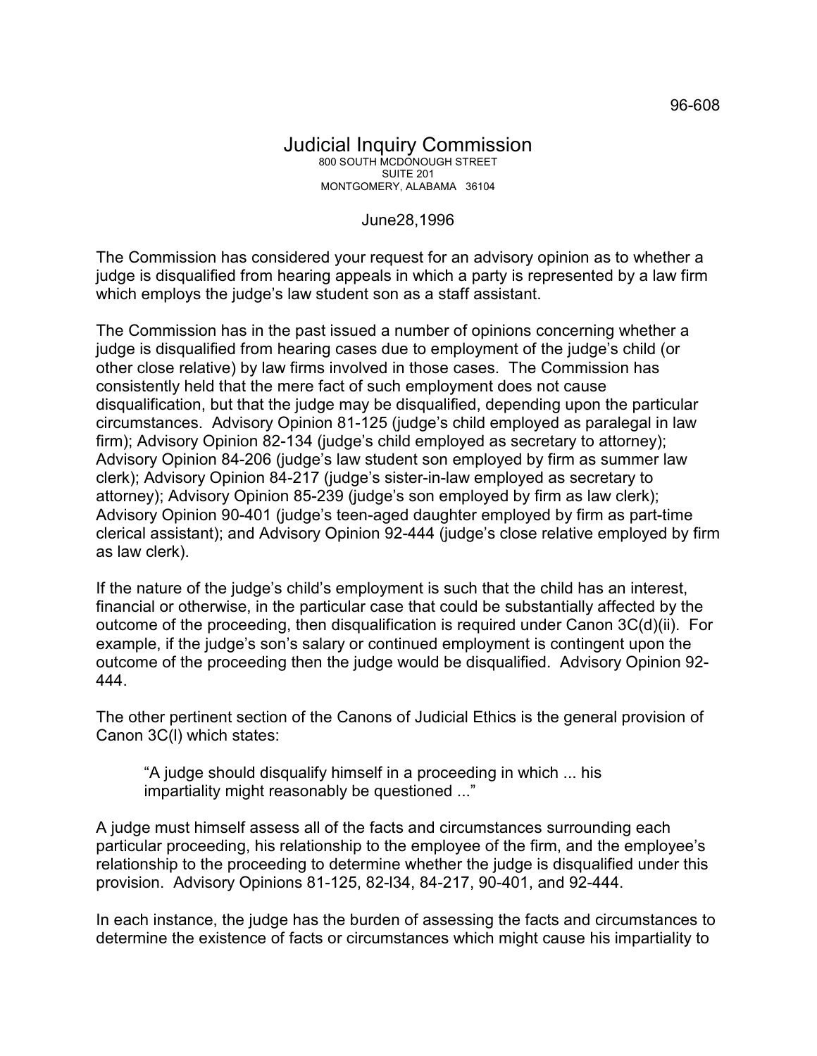96-608

# Judicial Inquiry Commission

800 SOUTH MCDONOUGH STREET
SUITE 201
MONTGOMERY, ALABAMA 36104

June28,1996

The Commission has considered your request for an advisory opinion as to whether a judge is disqualified from hearing appeals in which a party is represented by a law firm which employs the judge's law student son as a staff assistant.

The Commission has in the past issued a number of opinions concerning whether a judge is disqualified from hearing cases due to employment of the judge's child (or other close relative) by law firms involved in those cases. The Commission has consistently held that the mere fact of such employment does not cause disqualification, but that the judge may be disqualified, depending upon the particular circumstances. Advisory Opinion 81-125 (judge's child employed as paralegal in law firm); Advisory Opinion 82-134 (judge's child employed as secretary to attorney); Advisory Opinion 84-206 (judge's law student son employed by firm as summer law clerk); Advisory Opinion 84-217 (judge's sister-in-law employed as secretary to attorney); Advisory Opinion 85-239 (judge's son employed by firm as law clerk); Advisory Opinion 90-401 (judge's teen-aged daughter employed by firm as part-time clerical assistant); and Advisory Opinion 92-444 (judge's close relative employed by firm as law clerk).

If the nature of the judge's child's employment is such that the child has an interest, financial or otherwise, in the particular case that could be substantially affected by the outcome of the proceeding, then disqualification is required under Canon 3C(d)(ii). For example, if the judge's son's salary or continued employment is contingent upon the outcome of the proceeding then the judge would be disqualified. Advisory Opinion 92-444.

The other pertinent section of the Canons of Judicial Ethics is the general provision of Canon 3C(l) which states:

> "A judge should disqualify himself in a proceeding in which ... his impartiality might reasonably be questioned ..."

A judge must himself assess all of the facts and circumstances surrounding each particular proceeding, his relationship to the employee of the firm, and the employee's relationship to the proceeding to determine whether the judge is disqualified under this provision. Advisory Opinions 81-125, 82-l34, 84-217, 90-401, and 92-444.

In each instance, the judge has the burden of assessing the facts and circumstances to determine the existence of facts or circumstances which might cause his impartiality to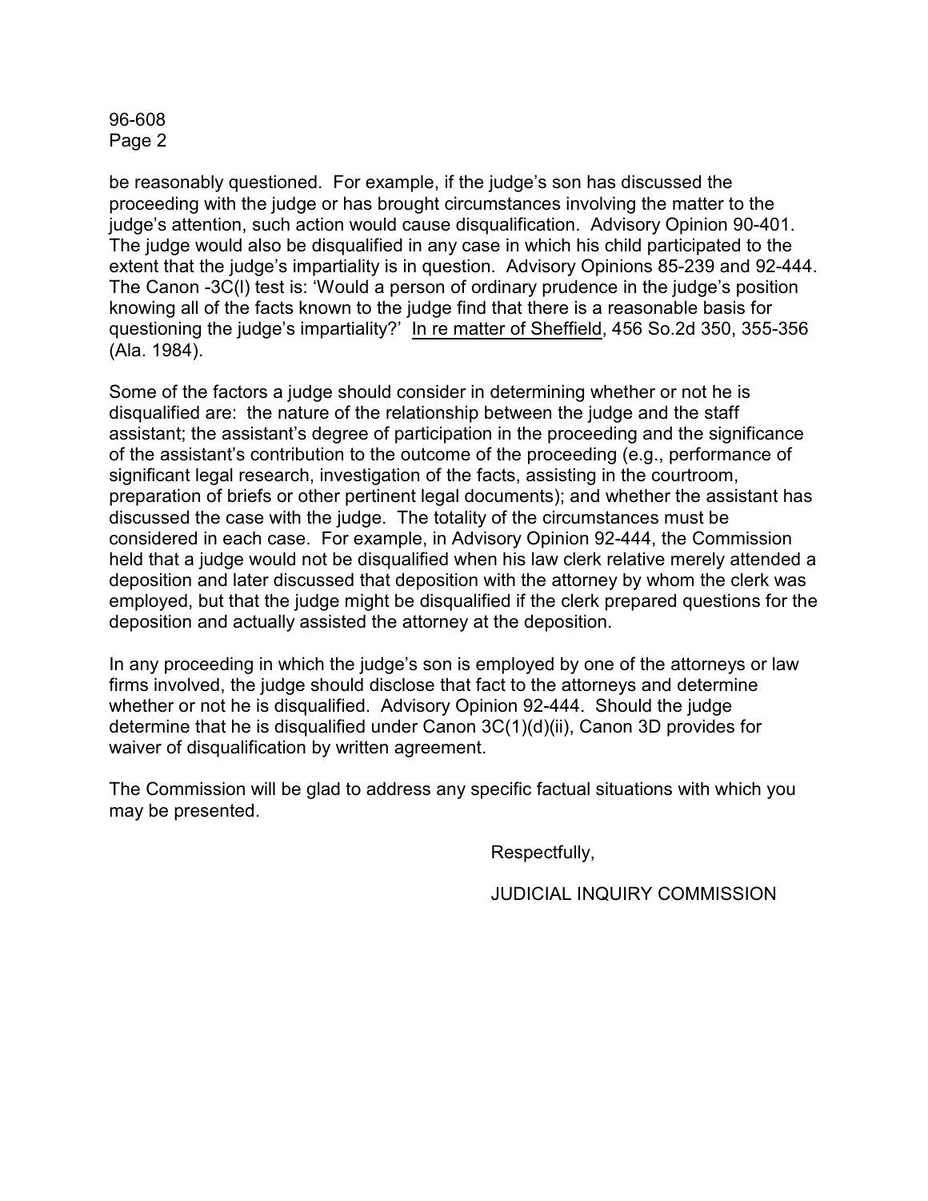be reasonably questioned. For example, if the judge's son has discussed the proceeding with the judge or has brought circumstances involving the matter to the judge's attention, such action would cause disqualification. Advisory Opinion 90-401. The judge would also be disqualified in any case in which his child participated to the extent that the judge's impartiality is in question. Advisory Opinions 85-239 and 92-444. The Canon -3C(l) test is: 'Would a person of ordinary prudence in the judge's position knowing all of the facts known to the judge find that there is a reasonable basis for questioning the judge's impartiality?' In re matter of Sheffield, 456 So.2d 350, 355-356 (Ala. 1984).

Some of the factors a judge should consider in determining whether or not he is disqualified are: the nature of the relationship between the judge and the staff assistant; the assistant's degree of participation in the proceeding and the significance of the assistant's contribution to the outcome of the proceeding (e.g., performance of significant legal research, investigation of the facts, assisting in the courtroom, preparation of briefs or other pertinent legal documents); and whether the assistant has discussed the case with the judge. The totality of the circumstances must be considered in each case. For example, in Advisory Opinion 92-444, the Commission held that a judge would not be disqualified when his law clerk relative merely attended a deposition and later discussed that deposition with the attorney by whom the clerk was employed, but that the judge might be disqualified if the clerk prepared questions for the deposition and actually assisted the attorney at the deposition.

In any proceeding in which the judge's son is employed by one of the attorneys or law firms involved, the judge should disclose that fact to the attorneys and determine whether or not he is disqualified. Advisory Opinion 92-444. Should the judge determine that he is disqualified under Canon 3C(1)(d)(ii), Canon 3D provides for waiver of disqualification by written agreement.

The Commission will be glad to address any specific factual situations with which you may be presented.

Respectfully,

JUDICIAL INQUIRY COMMISSION